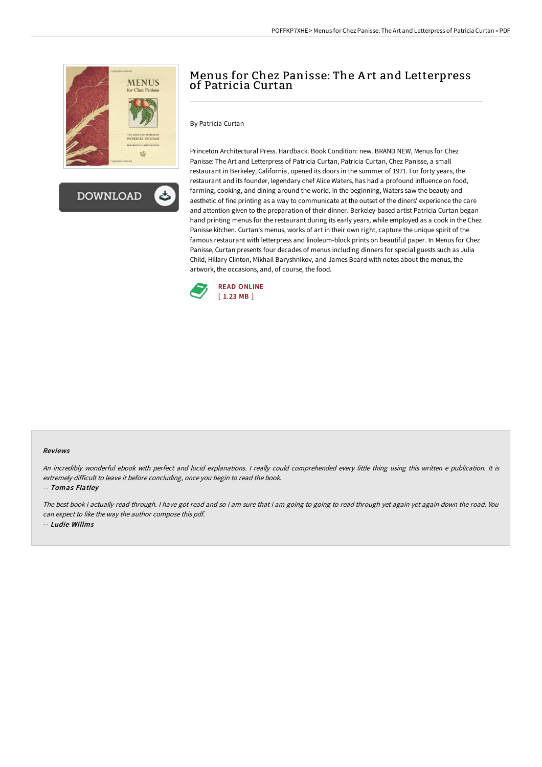# Menus for Chez Panisse: The Art and Letterpress of Patricia Curtan

By Patricia Curtan

Princeton Architectural Press. Hardback. Book Condition: new. BRAND NEW, Menus for Chez Panisse: The Art and Letterpress of Patricia Curtan, Patricia Curtan, Chez Panisse, a small restaurant in Berkeley, California, opened its doors in the summer of 1971. For forty years, the restaurant and its founder, legendary chef Alice Waters, has had a profound influence on food, farming, cooking, and dining around the world. In the beginning, Waters saw the beauty and aesthetic of fine printing as a way to communicate at the outset of the diners' experience the care and attention given to the preparation of their dinner. Berkeley-based artist Patricia Curtan began hand printing menus for the restaurant during its early years, while employed as a cook in the Chez Panisse kitchen. Curtan's menus, works of art in their own right, capture the unique spirit of the famous restaurant with letterpress and linoleum-block prints on beautiful paper. In Menus for Chez Panisse, Curtan presents four decades of menus including dinners for special guests such as Julia Child, Hillary Clinton, Mikhail Baryshnikov, and James Beard with notes about the menus, the artwork, the occasions, and, of course, the food.

READ ONLINE
[ 1.23 MB ]

### Reviews

*An incredibly wonderful ebook with perfect and lucid explanations. I really could comprehended every little thing using this written e publication. It is extremely difficult to leave it before concluding, once you begin to read the book.*

-- *Tomas Flatley*

*The best book i actually read through. I have got read and so i am sure that i am going to going to read through yet again yet again down the road. You can expect to like the way the author compose this pdf.*

-- *Ludie Willms*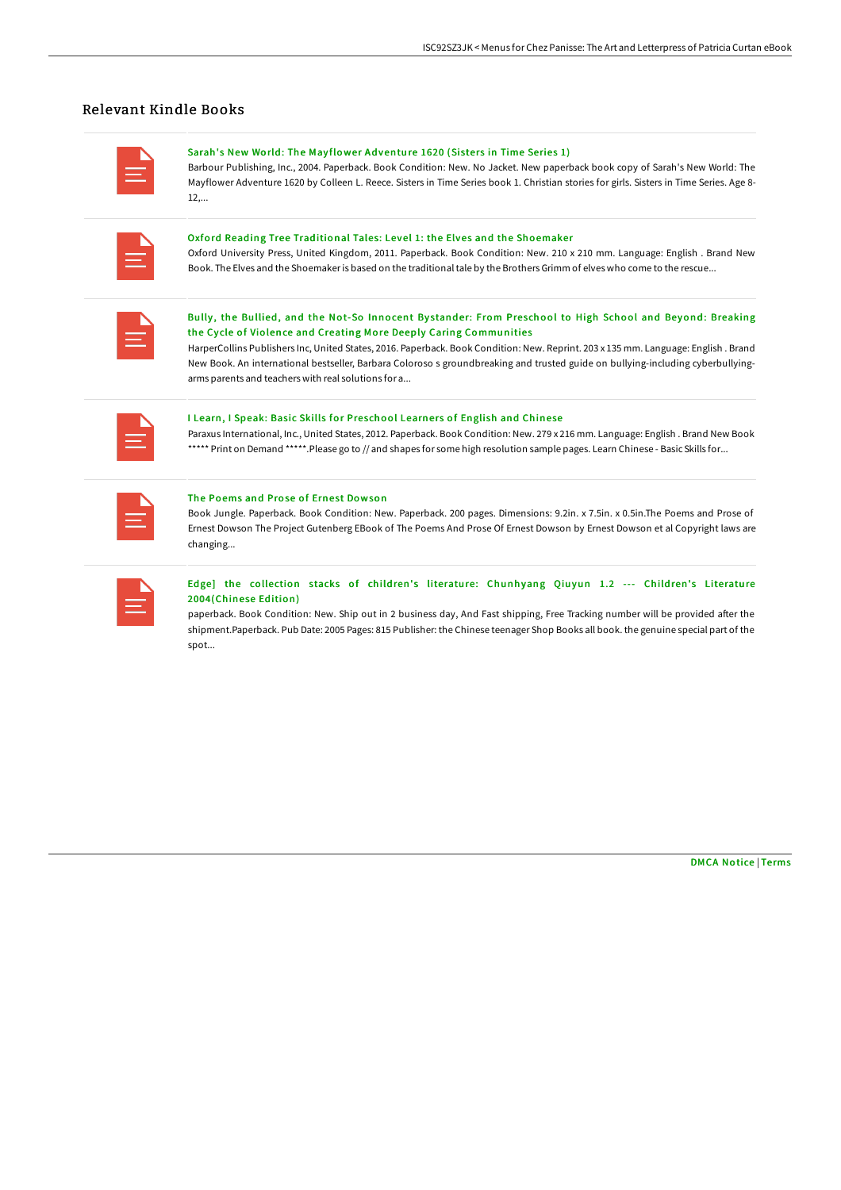## Relevant Kindle Books

### Sarah's New World: The Mayflower Adventure 1620 (Sisters in Time Series 1)

Barbour Publishing, Inc., 2004. Paperback. Book Condition: New. No Jacket. New paperback book copy of Sarah's New World: The Mayflower Adventure 1620 by Colleen L. Reece. Sisters in Time Series book 1. Christian stories for girls. Sisters in Time Series. Age 8-12,...

### Oxford Reading Tree Traditional Tales: Level 1: the Elves and the Shoemaker

Oxford University Press, United Kingdom, 2011. Paperback. Book Condition: New. 210 x 210 mm. Language: English . Brand New Book. The Elves and the Shoemaker is based on the traditional tale by the Brothers Grimm of elves who come to the rescue...

### Bully, the Bullied, and the Not-So Innocent Bystander: From Preschool to High School and Beyond: Breaking the Cycle of Violence and Creating More Deeply Caring Communities

HarperCollins Publishers Inc, United States, 2016. Paperback. Book Condition: New. Reprint. 203 x 135 mm. Language: English . Brand New Book. An international bestseller, Barbara Coloroso s groundbreaking and trusted guide on bullying-including cyberbullying-arms parents and teachers with real solutions for a...

### I Learn, I Speak: Basic Skills for Preschool Learners of English and Chinese

Paraxus International, Inc., United States, 2012. Paperback. Book Condition: New. 279 x 216 mm. Language: English . Brand New Book ***** Print on Demand *****.Please go to // and shapes for some high resolution sample pages. Learn Chinese - Basic Skills for...

### The Poems and Prose of Ernest Dowson

Book Jungle. Paperback. Book Condition: New. Paperback. 200 pages. Dimensions: 9.2in. x 7.5in. x 0.5in.The Poems and Prose of Ernest Dowson The Project Gutenberg EBook of The Poems And Prose Of Ernest Dowson by Ernest Dowson et al Copyright laws are changing...

### Edge] the collection stacks of children's literature: Chunhyang Qiuyun 1.2 --- Children's Literature 2004(Chinese Edition)

paperback. Book Condition: New. Ship out in 2 business day, And Fast shipping, Free Tracking number will be provided after the shipment.Paperback. Pub Date: 2005 Pages: 815 Publisher: the Chinese teenager Shop Books all book. the genuine special part of the spot...